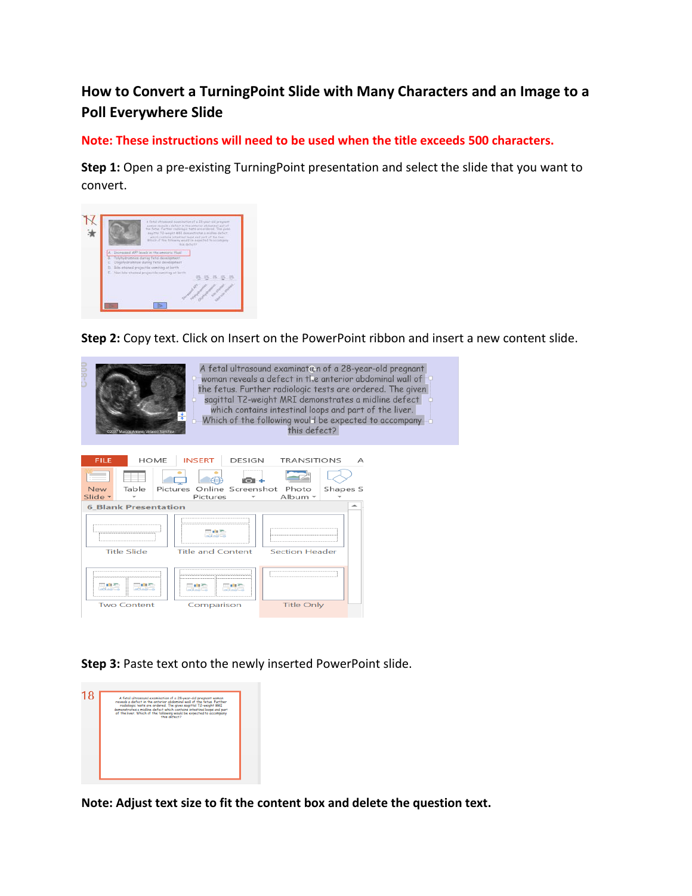## How to Convert a TurningPoint Slide with Many Characters and an Image to a Poll Everywhere Slide

**Note: These instructions will need to be used when the title exceeds 500 characters.**

**Step 1:** Open a pre-existing TurningPoint presentation and select the slide that you want to convert.

**Step 2:** Copy text. Click on Insert on the PowerPoint ribbon and insert a new content slide.

**Step 3:** Paste text onto the newly inserted PowerPoint slide.

**Note: Adjust text size to fit the content box and delete the question text.**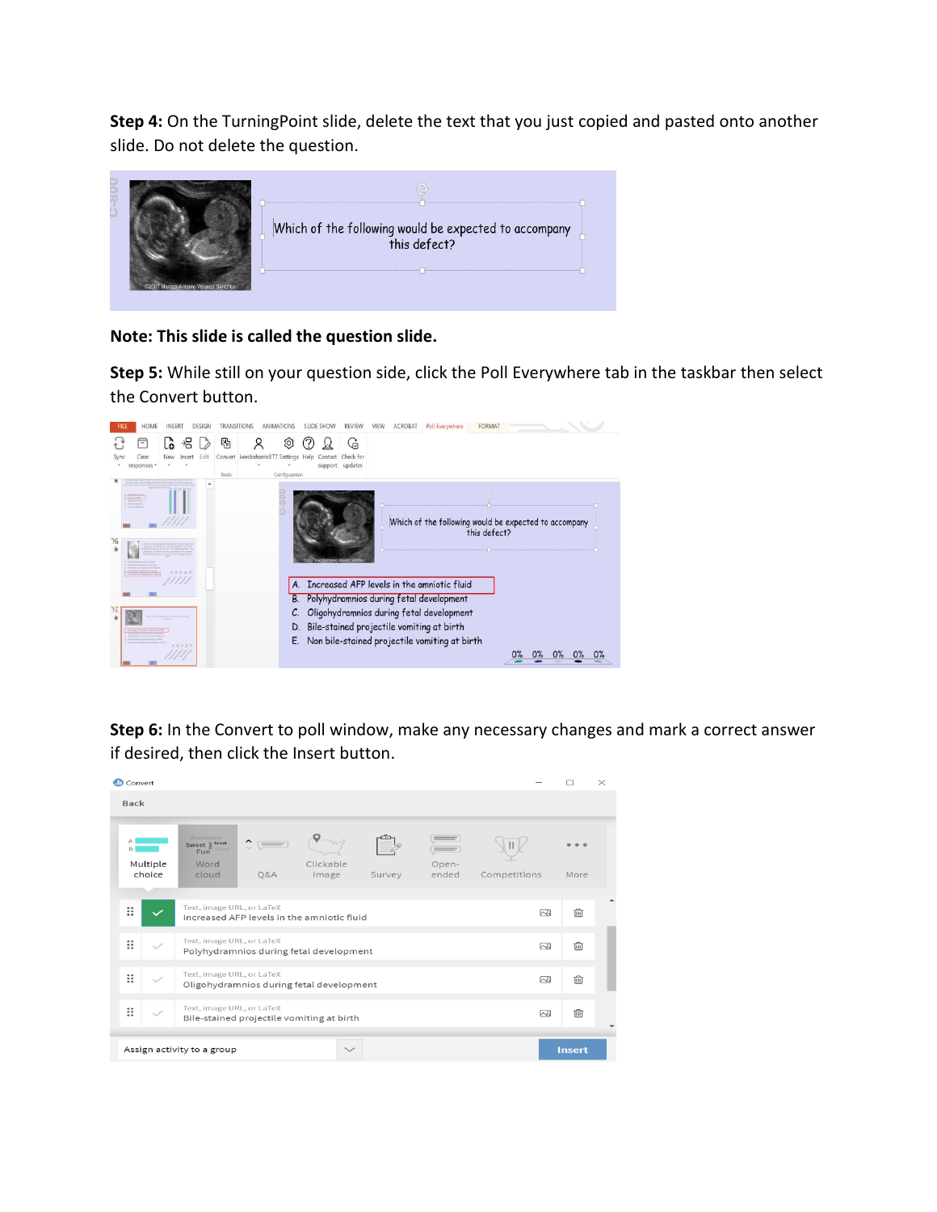**Step 4:** On the TurningPoint slide, delete the text that you just copied and pasted onto another slide. Do not delete the question.

**Note: This slide is called the question slide.**

**Step 5:** While still on your question side, click the Poll Everywhere tab in the taskbar then select the Convert button.

**Step 6:** In the Convert to poll window, make any necessary changes and mark a correct answer if desired, then click the Insert button.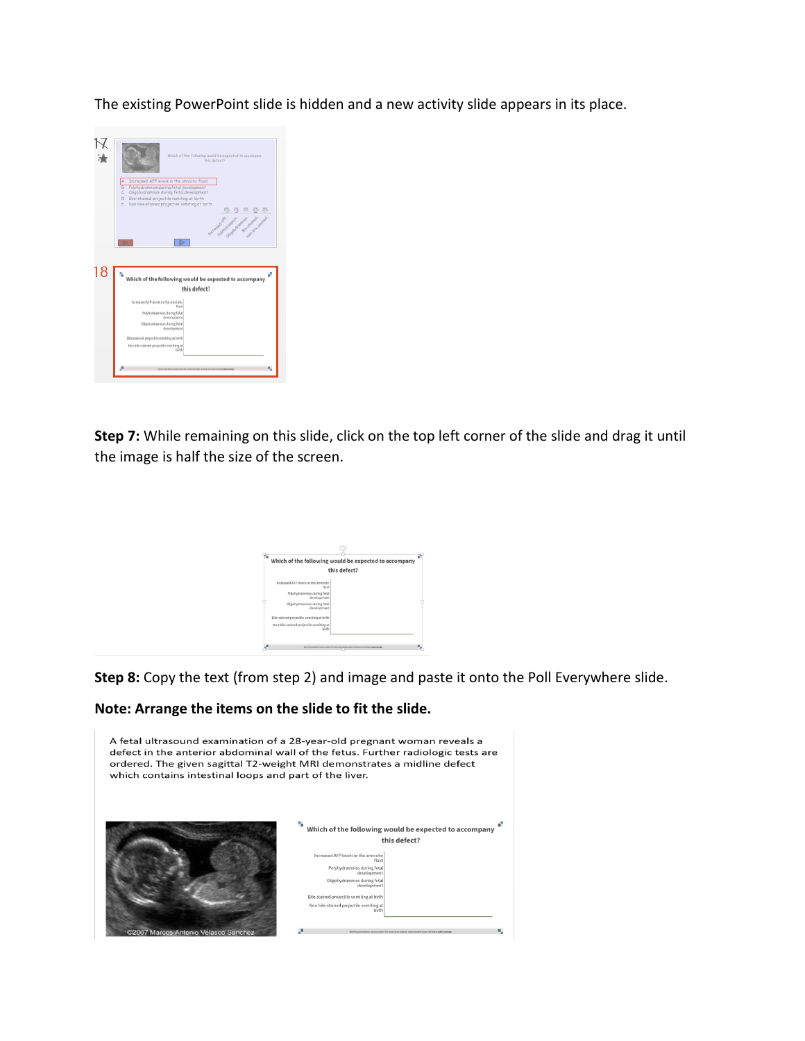The existing PowerPoint slide is hidden and a new activity slide appears in its place.

**Step 7:** While remaining on this slide, click on the top left corner of the slide and drag it until the image is half the size of the screen.

**Step 8:** Copy the text (from step 2) and image and paste it onto the Poll Everywhere slide.

**Note: Arrange the items on the slide to fit the slide.**

A fetal ultrasound examination of a 28-year-old pregnant woman reveals a defect in the anterior abdominal wall of the fetus. Further radiologic tests are ordered. The given sagittal T2-weight MRI demonstrates a midline defect which contains intestinal loops and part of the liver.